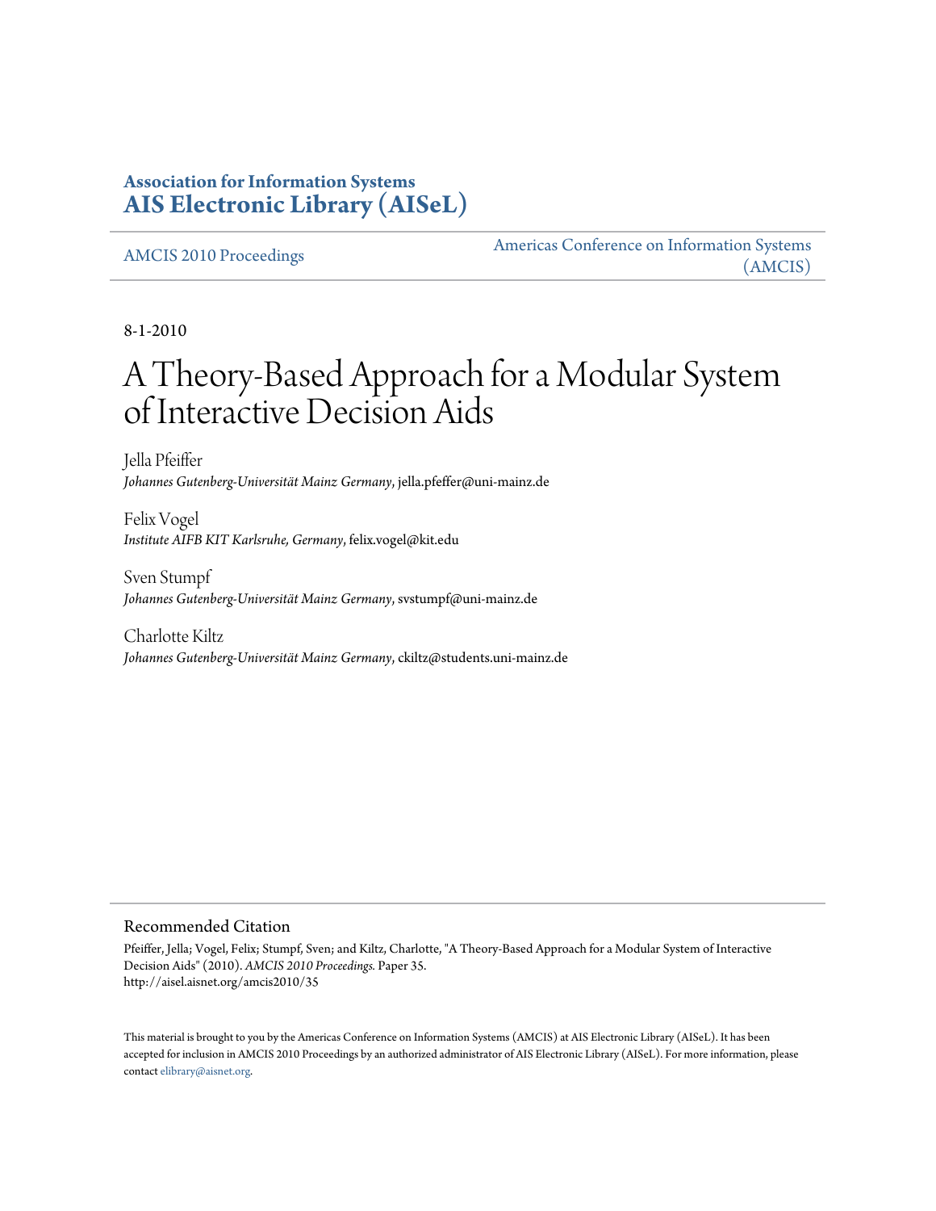**Association for Information Systems**
**AIS Electronic Library (AISeL)**

AMCIS 2010 Proceedings | Americas Conference on Information Systems (AMCIS)

8-1-2010

# A Theory-Based Approach for a Modular System of Interactive Decision Aids

Jella Pfeiffer
*Johannes Gutenberg-Universität Mainz Germany*, jella.pfeffer@uni-mainz.de

Felix Vogel
*Institute AIFB KIT Karlsruhe, Germany*, felix.vogel@kit.edu

Sven Stumpf
*Johannes Gutenberg-Universität Mainz Germany*, svstumpf@uni-mainz.de

Charlotte Kiltz
*Johannes Gutenberg-Universität Mainz Germany*, ckiltz@students.uni-mainz.de

## Recommended Citation

Pfeiffer, Jella; Vogel, Felix; Stumpf, Sven; and Kiltz, Charlotte, "A Theory-Based Approach for a Modular System of Interactive Decision Aids" (2010). *AMCIS 2010 Proceedings.* Paper 35.
http://aisel.aisnet.org/amcis2010/35

This material is brought to you by the Americas Conference on Information Systems (AMCIS) at AIS Electronic Library (AISeL). It has been accepted for inclusion in AMCIS 2010 Proceedings by an authorized administrator of AIS Electronic Library (AISeL). For more information, please contact elibrary@aisnet.org.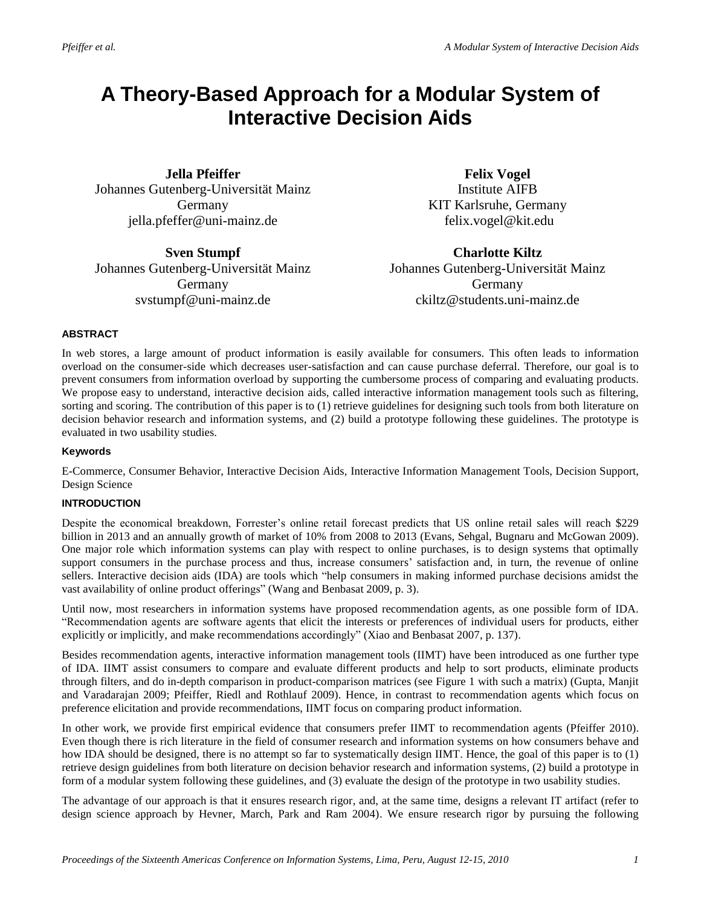# A Theory-Based Approach for a Modular System of Interactive Decision Aids

**Jella Pfeiffer**
Johannes Gutenberg-Universität Mainz
Germany
jella.pfeffer@uni-mainz.de

**Felix Vogel**
Institute AIFB
KIT Karlsruhe, Germany
felix.vogel@kit.edu

**Sven Stumpf**
Johannes Gutenberg-Universität Mainz
Germany
svstumpf@uni-mainz.de

**Charlotte Kiltz**
Johannes Gutenberg-Universität Mainz
Germany
ckiltz@students.uni-mainz.de

## ABSTRACT

In web stores, a large amount of product information is easily available for consumers. This often leads to information overload on the consumer-side which decreases user-satisfaction and can cause purchase deferral. Therefore, our goal is to prevent consumers from information overload by supporting the cumbersome process of comparing and evaluating products. We propose easy to understand, interactive decision aids, called interactive information management tools such as filtering, sorting and scoring. The contribution of this paper is to (1) retrieve guidelines for designing such tools from both literature on decision behavior research and information systems, and (2) build a prototype following these guidelines. The prototype is evaluated in two usability studies.

### Keywords

E-Commerce, Consumer Behavior, Interactive Decision Aids, Interactive Information Management Tools, Decision Support, Design Science

## INTRODUCTION

Despite the economical breakdown, Forrester's online retail forecast predicts that US online retail sales will reach $229 billion in 2013 and an annually growth of market of 10% from 2008 to 2013 (Evans, Sehgal, Bugnaru and McGowan 2009). One major role which information systems can play with respect to online purchases, is to design systems that optimally support consumers in the purchase process and thus, increase consumers' satisfaction and, in turn, the revenue of online sellers. Interactive decision aids (IDA) are tools which "help consumers in making informed purchase decisions amidst the vast availability of online product offerings" (Wang and Benbasat 2009, p. 3).

Until now, most researchers in information systems have proposed recommendation agents, as one possible form of IDA. "Recommendation agents are software agents that elicit the interests or preferences of individual users for products, either explicitly or implicitly, and make recommendations accordingly" (Xiao and Benbasat 2007, p. 137).

Besides recommendation agents, interactive information management tools (IIMT) have been introduced as one further type of IDA. IIMT assist consumers to compare and evaluate different products and help to sort products, eliminate products through filters, and do in-depth comparison in product-comparison matrices (see Figure 1 with such a matrix) (Gupta, Manjit and Varadarajan 2009; Pfeiffer, Riedl and Rothlauf 2009). Hence, in contrast to recommendation agents which focus on preference elicitation and provide recommendations, IIMT focus on comparing product information.

In other work, we provide first empirical evidence that consumers prefer IIMT to recommendation agents (Pfeiffer 2010). Even though there is rich literature in the field of consumer research and information systems on how consumers behave and how IDA should be designed, there is no attempt so far to systematically design IIMT. Hence, the goal of this paper is to (1) retrieve design guidelines from both literature on decision behavior research and information systems, (2) build a prototype in form of a modular system following these guidelines, and (3) evaluate the design of the prototype in two usability studies.

The advantage of our approach is that it ensures research rigor, and, at the same time, designs a relevant IT artifact (refer to design science approach by Hevner, March, Park and Ram 2004). We ensure research rigor by pursuing the following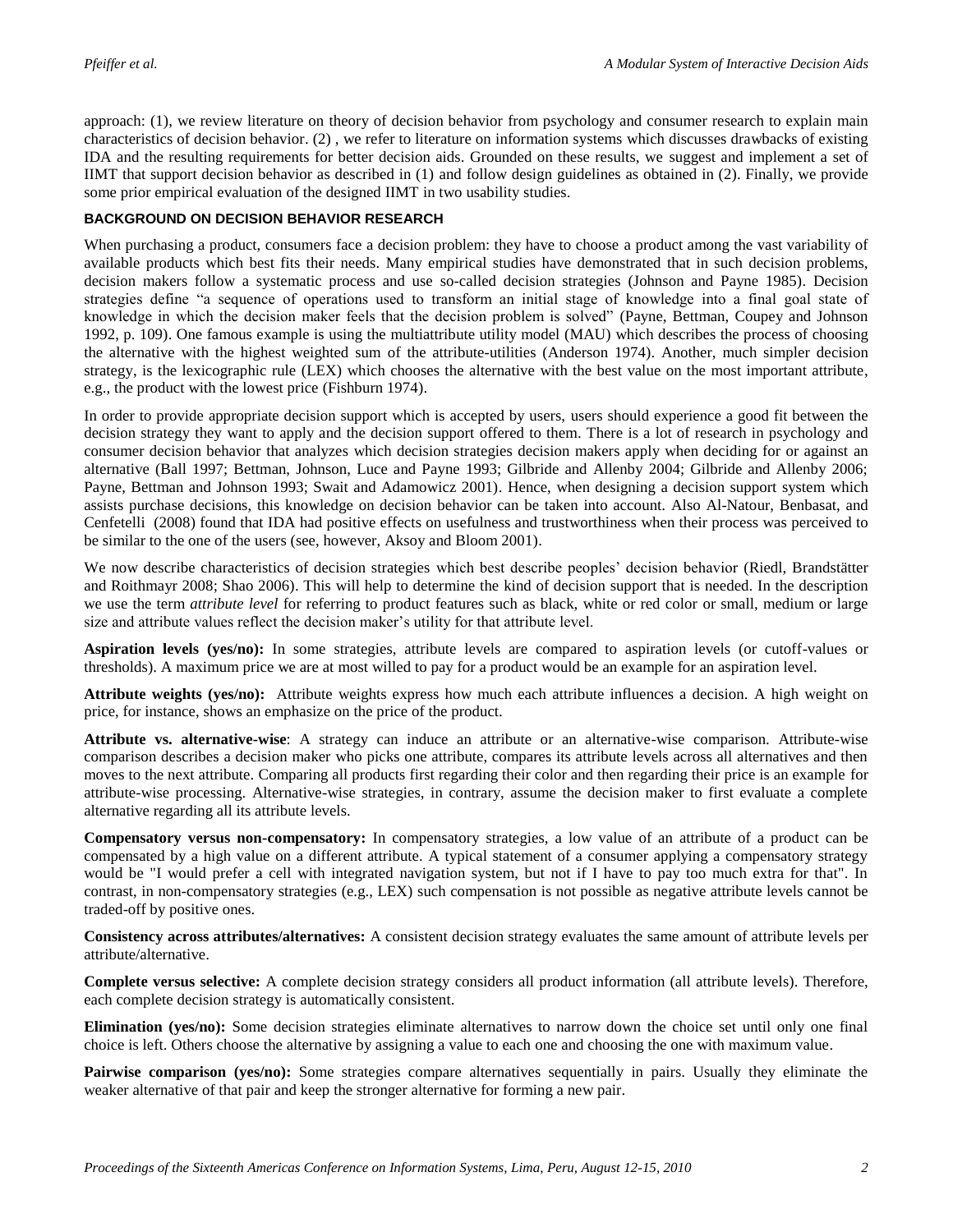approach: (1), we review literature on theory of decision behavior from psychology and consumer research to explain main characteristics of decision behavior. (2) , we refer to literature on information systems which discusses drawbacks of existing IDA and the resulting requirements for better decision aids. Grounded on these results, we suggest and implement a set of IIMT that support decision behavior as described in (1) and follow design guidelines as obtained in (2). Finally, we provide some prior empirical evaluation of the designed IIMT in two usability studies.

## BACKGROUND ON DECISION BEHAVIOR RESEARCH

When purchasing a product, consumers face a decision problem: they have to choose a product among the vast variability of available products which best fits their needs. Many empirical studies have demonstrated that in such decision problems, decision makers follow a systematic process and use so-called decision strategies (Johnson and Payne 1985). Decision strategies define "a sequence of operations used to transform an initial stage of knowledge into a final goal state of knowledge in which the decision maker feels that the decision problem is solved" (Payne, Bettman, Coupey and Johnson 1992, p. 109). One famous example is using the multiattribute utility model (MAU) which describes the process of choosing the alternative with the highest weighted sum of the attribute-utilities (Anderson 1974). Another, much simpler decision strategy, is the lexicographic rule (LEX) which chooses the alternative with the best value on the most important attribute, e.g., the product with the lowest price (Fishburn 1974).

In order to provide appropriate decision support which is accepted by users, users should experience a good fit between the decision strategy they want to apply and the decision support offered to them. There is a lot of research in psychology and consumer decision behavior that analyzes which decision strategies decision makers apply when deciding for or against an alternative (Ball 1997; Bettman, Johnson, Luce and Payne 1993; Gilbride and Allenby 2004; Gilbride and Allenby 2006; Payne, Bettman and Johnson 1993; Swait and Adamowicz 2001). Hence, when designing a decision support system which assists purchase decisions, this knowledge on decision behavior can be taken into account. Also Al-Natour, Benbasat, and Cenfetelli (2008) found that IDA had positive effects on usefulness and trustworthiness when their process was perceived to be similar to the one of the users (see, however, Aksoy and Bloom 2001).

We now describe characteristics of decision strategies which best describe peoples' decision behavior (Riedl, Brandstätter and Roithmayr 2008; Shao 2006). This will help to determine the kind of decision support that is needed. In the description we use the term *attribute level* for referring to product features such as black, white or red color or small, medium or large size and attribute values reflect the decision maker's utility for that attribute level.

**Aspiration levels (yes/no):** In some strategies, attribute levels are compared to aspiration levels (or cutoff-values or thresholds). A maximum price we are at most willed to pay for a product would be an example for an aspiration level.

**Attribute weights (yes/no):** Attribute weights express how much each attribute influences a decision. A high weight on price, for instance, shows an emphasize on the price of the product.

**Attribute vs. alternative-wise**: A strategy can induce an attribute or an alternative-wise comparison. Attribute-wise comparison describes a decision maker who picks one attribute, compares its attribute levels across all alternatives and then moves to the next attribute. Comparing all products first regarding their color and then regarding their price is an example for attribute-wise processing. Alternative-wise strategies, in contrary, assume the decision maker to first evaluate a complete alternative regarding all its attribute levels.

**Compensatory versus non-compensatory:** In compensatory strategies, a low value of an attribute of a product can be compensated by a high value on a different attribute. A typical statement of a consumer applying a compensatory strategy would be "I would prefer a cell with integrated navigation system, but not if I have to pay too much extra for that". In contrast, in non-compensatory strategies (e.g., LEX) such compensation is not possible as negative attribute levels cannot be traded-off by positive ones.

**Consistency across attributes/alternatives:** A consistent decision strategy evaluates the same amount of attribute levels per attribute/alternative.

**Complete versus selective:** A complete decision strategy considers all product information (all attribute levels). Therefore, each complete decision strategy is automatically consistent.

**Elimination (yes/no):** Some decision strategies eliminate alternatives to narrow down the choice set until only one final choice is left. Others choose the alternative by assigning a value to each one and choosing the one with maximum value.

**Pairwise comparison (yes/no):** Some strategies compare alternatives sequentially in pairs. Usually they eliminate the weaker alternative of that pair and keep the stronger alternative for forming a new pair.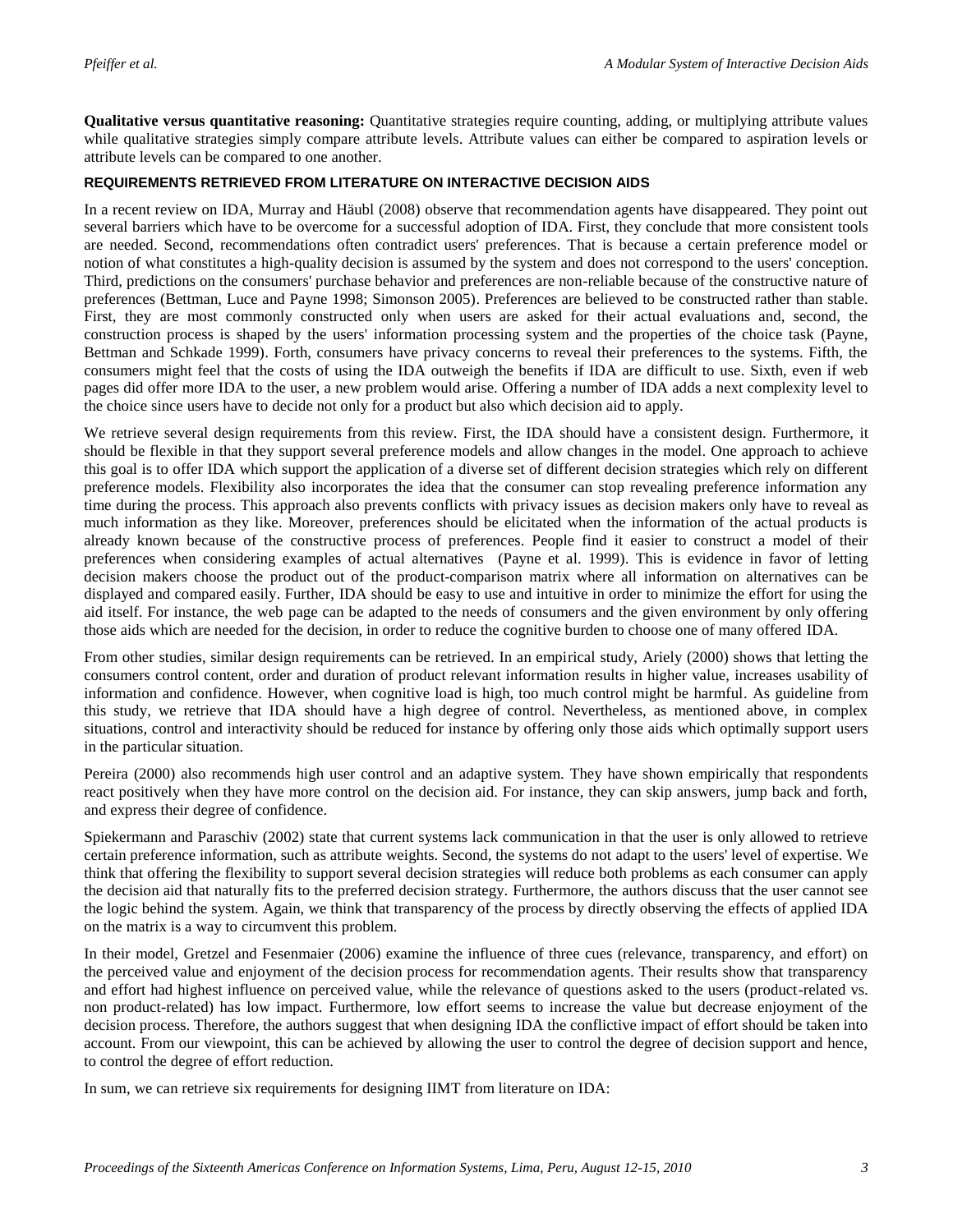**Qualitative versus quantitative reasoning:** Quantitative strategies require counting, adding, or multiplying attribute values while qualitative strategies simply compare attribute levels. Attribute values can either be compared to aspiration levels or attribute levels can be compared to one another.

### REQUIREMENTS RETRIEVED FROM LITERATURE ON INTERACTIVE DECISION AIDS

In a recent review on IDA, Murray and Häubl (2008) observe that recommendation agents have disappeared. They point out several barriers which have to be overcome for a successful adoption of IDA. First, they conclude that more consistent tools are needed. Second, recommendations often contradict users' preferences. That is because a certain preference model or notion of what constitutes a high-quality decision is assumed by the system and does not correspond to the users' conception. Third, predictions on the consumers' purchase behavior and preferences are non-reliable because of the constructive nature of preferences (Bettman, Luce and Payne 1998; Simonson 2005). Preferences are believed to be constructed rather than stable. First, they are most commonly constructed only when users are asked for their actual evaluations and, second, the construction process is shaped by the users' information processing system and the properties of the choice task (Payne, Bettman and Schkade 1999). Forth, consumers have privacy concerns to reveal their preferences to the systems. Fifth, the consumers might feel that the costs of using the IDA outweigh the benefits if IDA are difficult to use. Sixth, even if web pages did offer more IDA to the user, a new problem would arise. Offering a number of IDA adds a next complexity level to the choice since users have to decide not only for a product but also which decision aid to apply.

We retrieve several design requirements from this review. First, the IDA should have a consistent design. Furthermore, it should be flexible in that they support several preference models and allow changes in the model. One approach to achieve this goal is to offer IDA which support the application of a diverse set of different decision strategies which rely on different preference models. Flexibility also incorporates the idea that the consumer can stop revealing preference information any time during the process. This approach also prevents conflicts with privacy issues as decision makers only have to reveal as much information as they like. Moreover, preferences should be elicitated when the information of the actual products is already known because of the constructive process of preferences. People find it easier to construct a model of their preferences when considering examples of actual alternatives (Payne et al. 1999). This is evidence in favor of letting decision makers choose the product out of the product-comparison matrix where all information on alternatives can be displayed and compared easily. Further, IDA should be easy to use and intuitive in order to minimize the effort for using the aid itself. For instance, the web page can be adapted to the needs of consumers and the given environment by only offering those aids which are needed for the decision, in order to reduce the cognitive burden to choose one of many offered IDA.

From other studies, similar design requirements can be retrieved. In an empirical study, Ariely (2000) shows that letting the consumers control content, order and duration of product relevant information results in higher value, increases usability of information and confidence. However, when cognitive load is high, too much control might be harmful. As guideline from this study, we retrieve that IDA should have a high degree of control. Nevertheless, as mentioned above, in complex situations, control and interactivity should be reduced for instance by offering only those aids which optimally support users in the particular situation.

Pereira (2000) also recommends high user control and an adaptive system. They have shown empirically that respondents react positively when they have more control on the decision aid. For instance, they can skip answers, jump back and forth, and express their degree of confidence.

Spiekermann and Paraschiv (2002) state that current systems lack communication in that the user is only allowed to retrieve certain preference information, such as attribute weights. Second, the systems do not adapt to the users' level of expertise. We think that offering the flexibility to support several decision strategies will reduce both problems as each consumer can apply the decision aid that naturally fits to the preferred decision strategy. Furthermore, the authors discuss that the user cannot see the logic behind the system. Again, we think that transparency of the process by directly observing the effects of applied IDA on the matrix is a way to circumvent this problem.

In their model, Gretzel and Fesenmaier (2006) examine the influence of three cues (relevance, transparency, and effort) on the perceived value and enjoyment of the decision process for recommendation agents. Their results show that transparency and effort had highest influence on perceived value, while the relevance of questions asked to the users (product-related vs. non product-related) has low impact. Furthermore, low effort seems to increase the value but decrease enjoyment of the decision process. Therefore, the authors suggest that when designing IDA the conflictive impact of effort should be taken into account. From our viewpoint, this can be achieved by allowing the user to control the degree of decision support and hence, to control the degree of effort reduction.

In sum, we can retrieve six requirements for designing IIMT from literature on IDA: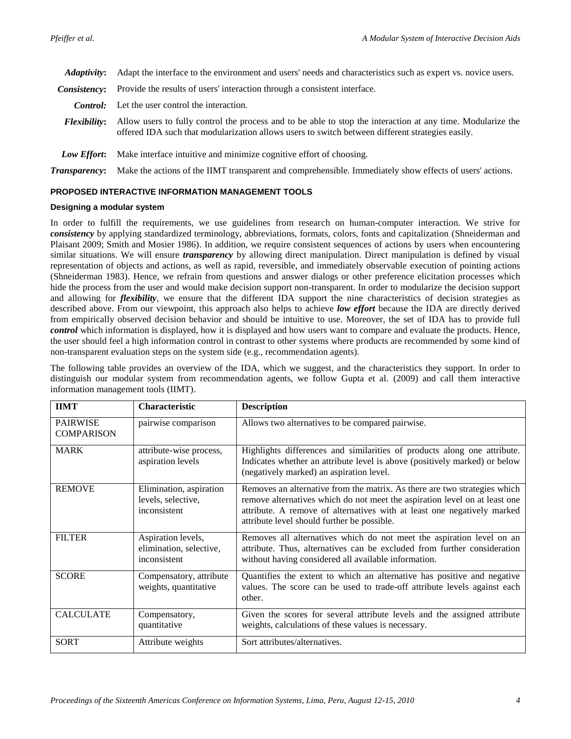***Adaptivity*:** Adapt the interface to the environment and users' needs and characteristics such as expert vs. novice users.

***Consistency*:** Provide the results of users' interaction through a consistent interface.

***Control:*** Let the user control the interaction.

***Flexibility*:** Allow users to fully control the process and to be able to stop the interaction at any time. Modularize the offered IDA such that modularization allows users to switch between different strategies easily.

***Low Effort*:** Make interface intuitive and minimize cognitive effort of choosing.

***Transparency*:** Make the actions of the IIMT transparent and comprehensible. Immediately show effects of users' actions.

## PROPOSED INTERACTIVE INFORMATION MANAGEMENT TOOLS

### Designing a modular system

In order to fulfill the requirements, we use guidelines from research on human-computer interaction. We strive for ***consistency*** by applying standardized terminology, abbreviations, formats, colors, fonts and capitalization (Shneiderman and Plaisant 2009; Smith and Mosier 1986). In addition, we require consistent sequences of actions by users when encountering similar situations. We will ensure ***transparency*** by allowing direct manipulation. Direct manipulation is defined by visual representation of objects and actions, as well as rapid, reversible, and immediately observable execution of pointing actions (Shneiderman 1983). Hence, we refrain from questions and answer dialogs or other preference elicitation processes which hide the process from the user and would make decision support non-transparent. In order to modularize the decision support and allowing for ***flexibility***, we ensure that the different IDA support the nine characteristics of decision strategies as described above. From our viewpoint, this approach also helps to achieve ***low effort*** because the IDA are directly derived from empirically observed decision behavior and should be intuitive to use. Moreover, the set of IDA has to provide full ***control*** which information is displayed, how it is displayed and how users want to compare and evaluate the products. Hence, the user should feel a high information control in contrast to other systems where products are recommended by some kind of non-transparent evaluation steps on the system side (e.g., recommendation agents).

The following table provides an overview of the IDA, which we suggest, and the characteristics they support. In order to distinguish our modular system from recommendation agents, we follow Gupta et al. (2009) and call them interactive information management tools (IIMT).

| IIMT | Characteristic | Description |
|---|---|---|
| PAIRWISE COMPARISON | pairwise comparison | Allows two alternatives to be compared pairwise. |
| MARK | attribute-wise process, aspiration levels | Highlights differences and similarities of products along one attribute. Indicates whether an attribute level is above (positively marked) or below (negatively marked) an aspiration level. |
| REMOVE | Elimination, aspiration levels, selective, inconsistent | Removes an alternative from the matrix. As there are two strategies which remove alternatives which do not meet the aspiration level on at least one attribute. A remove of alternatives with at least one negatively marked attribute level should further be possible. |
| FILTER | Aspiration levels, elimination, selective, inconsistent | Removes all alternatives which do not meet the aspiration level on an attribute. Thus, alternatives can be excluded from further consideration without having considered all available information. |
| SCORE | Compensatory, attribute weights, quantitative | Quantifies the extent to which an alternative has positive and negative values. The score can be used to trade-off attribute levels against each other. |
| CALCULATE | Compensatory, quantitative | Given the scores for several attribute levels and the assigned attribute weights, calculations of these values is necessary. |
| SORT | Attribute weights | Sort attributes/alternatives. |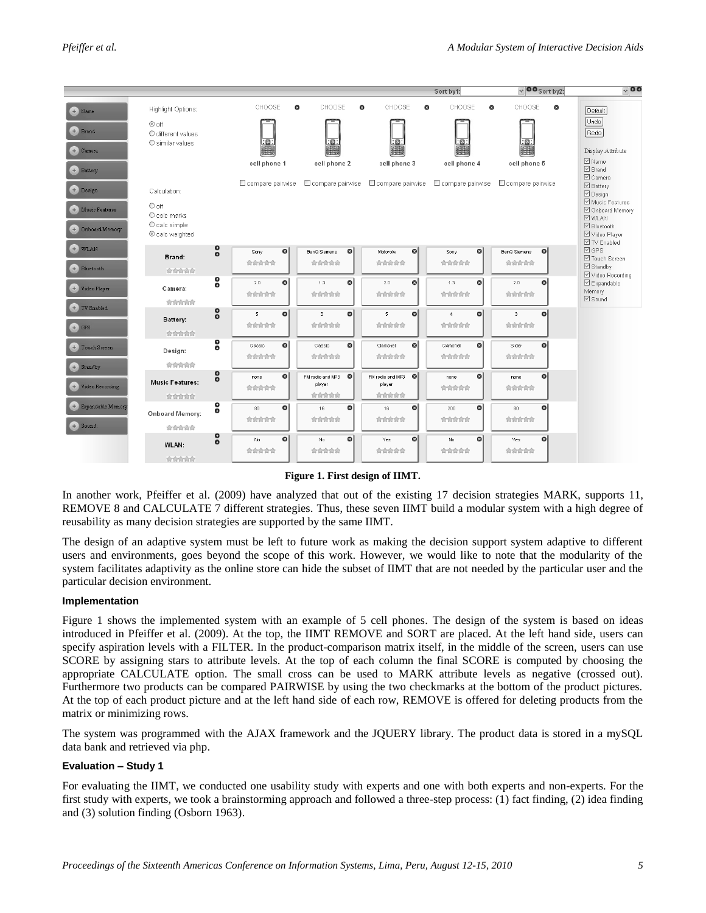**Figure 1. First design of IIMT.**

In another work, Pfeiffer et al. (2009) have analyzed that out of the existing 17 decision strategies MARK, supports 11, REMOVE 8 and CALCULATE 7 different strategies. Thus, these seven IIMT build a modular system with a high degree of reusability as many decision strategies are supported by the same IIMT.

The design of an adaptive system must be left to future work as making the decision support system adaptive to different users and environments, goes beyond the scope of this work. However, we would like to note that the modularity of the system facilitates adaptivity as the online store can hide the subset of IIMT that are not needed by the particular user and the particular decision environment.

### Implementation

Figure 1 shows the implemented system with an example of 5 cell phones. The design of the system is based on ideas introduced in Pfeiffer et al. (2009). At the top, the IIMT REMOVE and SORT are placed. At the left hand side, users can specify aspiration levels with a FILTER. In the product-comparison matrix itself, in the middle of the screen, users can use SCORE by assigning stars to attribute levels. At the top of each column the final SCORE is computed by choosing the appropriate CALCULATE option. The small cross can be used to MARK attribute levels as negative (crossed out). Furthermore two products can be compared PAIRWISE by using the two checkmarks at the bottom of the product pictures. At the top of each product picture and at the left hand side of each row, REMOVE is offered for deleting products from the matrix or minimizing rows.

The system was programmed with the AJAX framework and the JQUERY library. The product data is stored in a mySQL data bank and retrieved via php.

### Evaluation – Study 1

For evaluating the IIMT, we conducted one usability study with experts and one with both experts and non-experts. For the first study with experts, we took a brainstorming approach and followed a three-step process: (1) fact finding, (2) idea finding and (3) solution finding (Osborn 1963).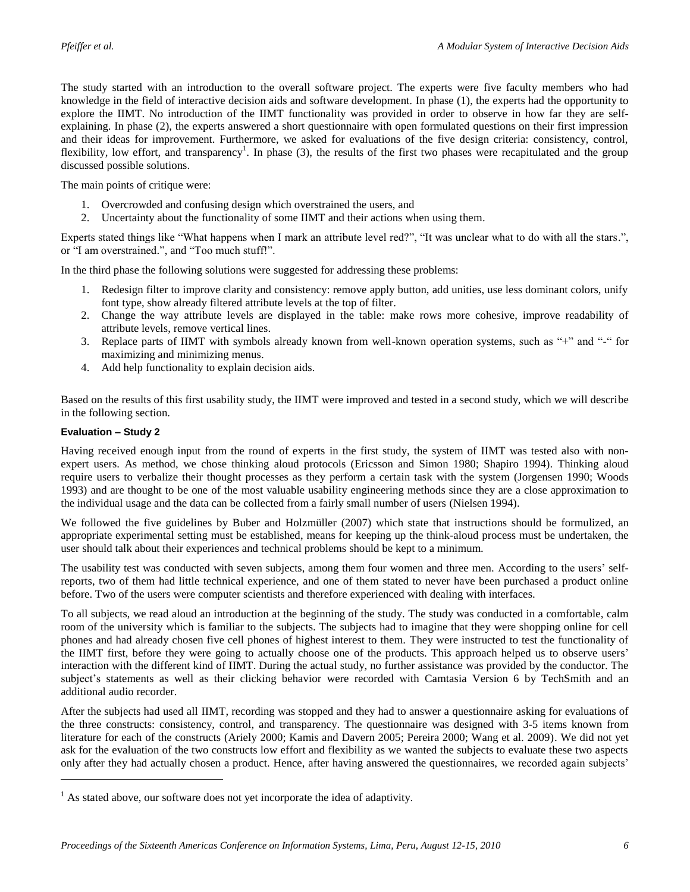The study started with an introduction to the overall software project. The experts were five faculty members who had knowledge in the field of interactive decision aids and software development. In phase (1), the experts had the opportunity to explore the IIMT. No introduction of the IIMT functionality was provided in order to observe in how far they are self-explaining. In phase (2), the experts answered a short questionnaire with open formulated questions on their first impression and their ideas for improvement. Furthermore, we asked for evaluations of the five design criteria: consistency, control, flexibility, low effort, and transparency[1]. In phase (3), the results of the first two phases were recapitulated and the group discussed possible solutions.

The main points of critique were:

1. Overcrowded and confusing design which overstrained the users, and
2. Uncertainty about the functionality of some IIMT and their actions when using them.

Experts stated things like "What happens when I mark an attribute level red?", "It was unclear what to do with all the stars.", or "I am overstrained.", and "Too much stuff!".

In the third phase the following solutions were suggested for addressing these problems:

1. Redesign filter to improve clarity and consistency: remove apply button, add unities, use less dominant colors, unify font type, show already filtered attribute levels at the top of filter.
2. Change the way attribute levels are displayed in the table: make rows more cohesive, improve readability of attribute levels, remove vertical lines.
3. Replace parts of IIMT with symbols already known from well-known operation systems, such as "+" and "-" for maximizing and minimizing menus.
4. Add help functionality to explain decision aids.

Based on the results of this first usability study, the IIMT were improved and tested in a second study, which we will describe in the following section.

#### Evaluation – Study 2

Having received enough input from the round of experts in the first study, the system of IIMT was tested also with non-expert users. As method, we chose thinking aloud protocols (Ericsson and Simon 1980; Shapiro 1994). Thinking aloud require users to verbalize their thought processes as they perform a certain task with the system (Jorgensen 1990; Woods 1993) and are thought to be one of the most valuable usability engineering methods since they are a close approximation to the individual usage and the data can be collected from a fairly small number of users (Nielsen 1994).

We followed the five guidelines by Buber and Holzmüller (2007) which state that instructions should be formulized, an appropriate experimental setting must be established, means for keeping up the think-aloud process must be undertaken, the user should talk about their experiences and technical problems should be kept to a minimum.

The usability test was conducted with seven subjects, among them four women and three men. According to the users' self-reports, two of them had little technical experience, and one of them stated to never have been purchased a product online before. Two of the users were computer scientists and therefore experienced with dealing with interfaces.

To all subjects, we read aloud an introduction at the beginning of the study. The study was conducted in a comfortable, calm room of the university which is familiar to the subjects. The subjects had to imagine that they were shopping online for cell phones and had already chosen five cell phones of highest interest to them. They were instructed to test the functionality of the IIMT first, before they were going to actually choose one of the products. This approach helped us to observe users' interaction with the different kind of IIMT. During the actual study, no further assistance was provided by the conductor. The subject's statements as well as their clicking behavior were recorded with Camtasia Version 6 by TechSmith and an additional audio recorder.

After the subjects had used all IIMT, recording was stopped and they had to answer a questionnaire asking for evaluations of the three constructs: consistency, control, and transparency. The questionnaire was designed with 3-5 items known from literature for each of the constructs (Ariely 2000; Kamis and Davern 2005; Pereira 2000; Wang et al. 2009). We did not yet ask for the evaluation of the two constructs low effort and flexibility as we wanted the subjects to evaluate these two aspects only after they had actually chosen a product. Hence, after having answered the questionnaires, we recorded again subjects'

[1] As stated above, our software does not yet incorporate the idea of adaptivity.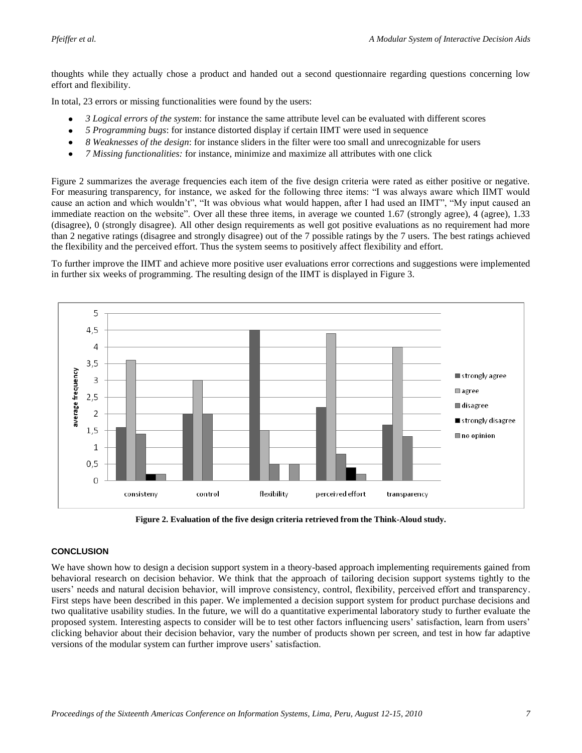thoughts while they actually chose a product and handed out a second questionnaire regarding questions concerning low effort and flexibility.

In total, 23 errors or missing functionalities were found by the users:

- *3 Logical errors of the system*: for instance the same attribute level can be evaluated with different scores
- *5 Programming bugs*: for instance distorted display if certain IIMT were used in sequence
- *8 Weaknesses of the design*: for instance sliders in the filter were too small and unrecognizable for users
- *7 Missing functionalities:* for instance, minimize and maximize all attributes with one click

Figure 2 summarizes the average frequencies each item of the five design criteria were rated as either positive or negative. For measuring transparency, for instance, we asked for the following three items: "I was always aware which IIMT would cause an action and which wouldn't", "It was obvious what would happen, after I had used an IIMT", "My input caused an immediate reaction on the website". Over all these three items, in average we counted 1.67 (strongly agree), 4 (agree), 1.33 (disagree), 0 (strongly disagree). All other design requirements as well got positive evaluations as no requirement had more than 2 negative ratings (disagree and strongly disagree) out of the 7 possible ratings by the 7 users. The best ratings achieved the flexibility and the perceived effort. Thus the system seems to positively affect flexibility and effort.

To further improve the IIMT and achieve more positive user evaluations error corrections and suggestions were implemented in further six weeks of programming. The resulting design of the IIMT is displayed in Figure 3.

**Figure 2. Evaluation of the five design criteria retrieved from the Think-Aloud study.**

## CONCLUSION

We have shown how to design a decision support system in a theory-based approach implementing requirements gained from behavioral research on decision behavior. We think that the approach of tailoring decision support systems tightly to the users' needs and natural decision behavior, will improve consistency, control, flexibility, perceived effort and transparency. First steps have been described in this paper. We implemented a decision support system for product purchase decisions and two qualitative usability studies. In the future, we will do a quantitative experimental laboratory study to further evaluate the proposed system. Interesting aspects to consider will be to test other factors influencing users' satisfaction, learn from users' clicking behavior about their decision behavior, vary the number of products shown per screen, and test in how far adaptive versions of the modular system can further improve users' satisfaction.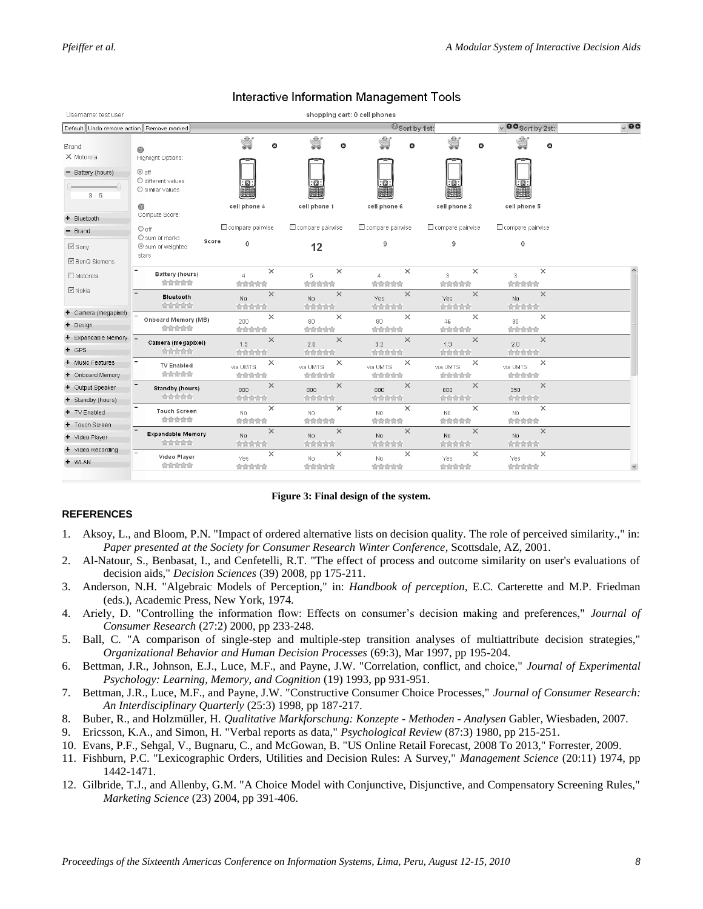Figure 3: Final design of the system.

## REFERENCES

1. Aksoy, L., and Bloom, P.N. "Impact of ordered alternative lists on decision quality. The role of perceived similarity.," in: *Paper presented at the Society for Consumer Research Winter Conference*, Scottsdale, AZ, 2001.
2. Al-Natour, S., Benbasat, I., and Cenfetelli, R.T. "The effect of process and outcome similarity on user's evaluations of decision aids," *Decision Sciences* (39) 2008, pp 175-211.
3. Anderson, N.H. "Algebraic Models of Perception," in: *Handbook of perception*, E.C. Carterette and M.P. Friedman (eds.), Academic Press, New York, 1974.
4. Ariely, D. "Controlling the information flow: Effects on consumer's decision making and preferences," *Journal of Consumer Research* (27:2) 2000, pp 233-248.
5. Ball, C. "A comparison of single-step and multiple-step transition analyses of multiattribute decision strategies," *Organizational Behavior and Human Decision Processes* (69:3), Mar 1997, pp 195-204.
6. Bettman, J.R., Johnson, E.J., Luce, M.F., and Payne, J.W. "Correlation, conflict, and choice," *Journal of Experimental Psychology: Learning, Memory, and Cognition* (19) 1993, pp 931-951.
7. Bettman, J.R., Luce, M.F., and Payne, J.W. "Constructive Consumer Choice Processes," *Journal of Consumer Research: An Interdisciplinary Quarterly* (25:3) 1998, pp 187-217.
8. Buber, R., and Holzmüller, H. *Qualitative Markforschung: Konzepte - Methoden - Analysen* Gabler, Wiesbaden, 2007.
9. Ericsson, K.A., and Simon, H. "Verbal reports as data," *Psychological Review* (87:3) 1980, pp 215-251.
10. Evans, P.F., Sehgal, V., Bugnaru, C., and McGowan, B. "US Online Retail Forecast, 2008 To 2013," Forrester, 2009.
11. Fishburn, P.C. "Lexicographic Orders, Utilities and Decision Rules: A Survey," *Management Science* (20:11) 1974, pp 1442-1471.
12. Gilbride, T.J., and Allenby, G.M. "A Choice Model with Conjunctive, Disjunctive, and Compensatory Screening Rules," *Marketing Science* (23) 2004, pp 391-406.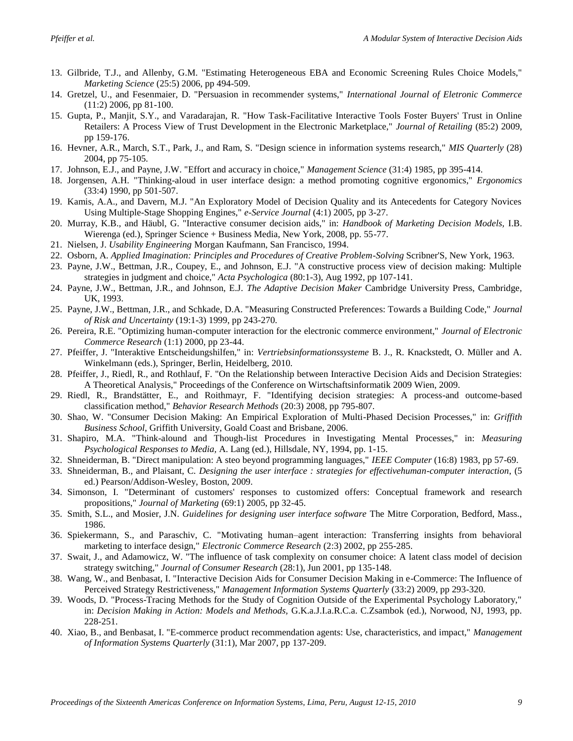13. Gilbride, T.J., and Allenby, G.M. "Estimating Heterogeneous EBA and Economic Screening Rules Choice Models," *Marketing Science* (25:5) 2006, pp 494-509.
14. Gretzel, U., and Fesenmaier, D. "Persuasion in recommender systems," *International Journal of Eletronic Commerce* (11:2) 2006, pp 81-100.
15. Gupta, P., Manjit, S.Y., and Varadarajan, R. "How Task-Facilitative Interactive Tools Foster Buyers' Trust in Online Retailers: A Process View of Trust Development in the Electronic Marketplace," *Journal of Retailing* (85:2) 2009, pp 159-176.
16. Hevner, A.R., March, S.T., Park, J., and Ram, S. "Design science in information systems research," *MIS Quarterly* (28) 2004, pp 75-105.
17. Johnson, E.J., and Payne, J.W. "Effort and accuracy in choice," *Management Science* (31:4) 1985, pp 395-414.
18. Jorgensen, A.H. "Thinking-aloud in user interface design: a method promoting cognitive ergonomics," *Ergonomics* (33:4) 1990, pp 501-507.
19. Kamis, A.A., and Davern, M.J. "An Exploratory Model of Decision Quality and its Antecedents for Category Novices Using Multiple-Stage Shopping Engines," *e-Service Journal* (4:1) 2005, pp 3-27.
20. Murray, K.B., and Häubl, G. "Interactive consumer decision aids," in: *Handbook of Marketing Decision Models,* I.B. Wierenga (ed.), Springer Science + Business Media, New York, 2008, pp. 55-77.
21. Nielsen, J. *Usability Engineering* Morgan Kaufmann, San Francisco, 1994.
22. Osborn, A. *Applied Imagination: Principles and Procedures of Creative Problem-Solving* Scribner'S, New York, 1963.
23. Payne, J.W., Bettman, J.R., Coupey, E., and Johnson, E.J. "A constructive process view of decision making: Multiple strategies in judgment and choice," *Acta Psychologica* (80:1-3), Aug 1992, pp 107-141.
24. Payne, J.W., Bettman, J.R., and Johnson, E.J. *The Adaptive Decision Maker* Cambridge University Press, Cambridge, UK, 1993.
25. Payne, J.W., Bettman, J.R., and Schkade, D.A. "Measuring Constructed Preferences: Towards a Building Code," *Journal of Risk and Uncertainty* (19:1-3) 1999, pp 243-270.
26. Pereira, R.E. "Optimizing human-computer interaction for the electronic commerce environment," *Journal of Electronic Commerce Research* (1:1) 2000, pp 23-44.
27. Pfeiffer, J. "Interaktive Entscheidungshilfen," in: *Vertriebsinformationssysteme* B. J., R. Knackstedt, O. Müller and A. Winkelmann (eds.), Springer, Berlin, Heidelberg, 2010.
28. Pfeiffer, J., Riedl, R., and Rothlauf, F. "On the Relationship between Interactive Decision Aids and Decision Strategies: A Theoretical Analysis," Proceedings of the Conference on Wirtschaftsinformatik 2009 Wien, 2009.
29. Riedl, R., Brandstätter, E., and Roithmayr, F. "Identifying decision strategies: A process-and outcome-based classification method," *Behavior Research Methods* (20:3) 2008, pp 795-807.
30. Shao, W. "Consumer Decision Making: An Empirical Exploration of Multi-Phased Decision Processes," in: *Griffith Business School*, Griffith University, Goald Coast and Brisbane, 2006.
31. Shapiro, M.A. "Think-alound and Though-list Procedures in Investigating Mental Processes," in: *Measuring Psychological Responses to Media,* A. Lang (ed.), Hillsdale, NY, 1994, pp. 1-15.
32. Shneiderman, B. "Direct manipulation: A steo beyond programming languages," *IEEE Computer* (16:8) 1983, pp 57-69.
33. Shneiderman, B., and Plaisant, C. *Designing the user interface : strategies for effectivehuman-computer interaction*, (5 ed.) Pearson/Addison-Wesley, Boston, 2009.
34. Simonson, I. "Determinant of customers' responses to customized offers: Conceptual framework and research propositions," *Journal of Marketing* (69:1) 2005, pp 32-45.
35. Smith, S.L., and Mosier, J.N. *Guidelines for designing user interface software* The Mitre Corporation, Bedford, Mass., 1986.
36. Spiekermann, S., and Paraschiv, C. "Motivating human–agent interaction: Transferring insights from behavioral marketing to interface design," *Electronic Commerce Research* (2:3) 2002, pp 255-285.
37. Swait, J., and Adamowicz, W. "The influence of task complexity on consumer choice: A latent class model of decision strategy switching," *Journal of Consumer Research* (28:1), Jun 2001, pp 135-148.
38. Wang, W., and Benbasat, I. "Interactive Decision Aids for Consumer Decision Making in e-Commerce: The Influence of Perceived Strategy Restrictiveness," *Management Information Systems Quarterly* (33:2) 2009, pp 293-320.
39. Woods, D. "Process-Tracing Methods for the Study of Cognition Outside of the Experimental Psychology Laboratory," in: *Decision Making in Action: Models and Methods,* G.K.a.J.I.a.R.C.a. C.Zsambok (ed.), Norwood, NJ, 1993, pp. 228-251.
40. Xiao, B., and Benbasat, I. "E-commerce product recommendation agents: Use, characteristics, and impact," *Management of Information Systems Quarterly* (31:1), Mar 2007, pp 137-209.